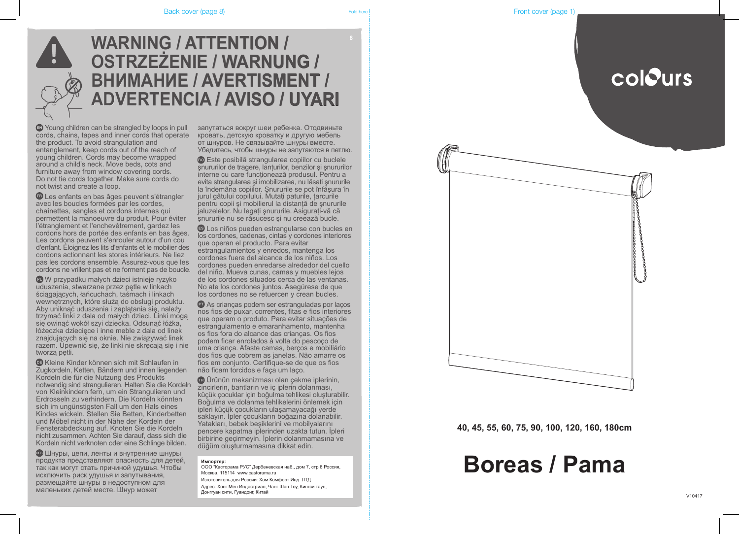# WARNING / ATTENTION / OSTRZEŻENIE / WARNUNG / ВНИМАНИЕ / AVERTISMENT / ADVERTENCIA / AVISO / UYARI

**EN** Young children can be strangled by loops in pull cords, chains, tapes and inner cords that operate the product. To avoid strangulation and entanglement, keep cords out of the reach of young children. Cords may become wrapped around a child's neck. Move beds, cots and furniture away from window covering cords. Do not tie cords together. Make sure cords do not twist and create a loop.

**FR** Les enfants en bas âges peuvent s'étrangler avec les boucles formées par les cordes, chaînettes, sangles et cordons internes qui permettent la manoeuvre du produit. Pour éviter l'étranglement et l'enchevêtrement, gardez les cordons hors de portée des enfants en bas âges. Les cordons peuvent s'enrouler autour d'un cou d'enfant. Éloignez les lits d'enfants et le mobilier des cordons actionnant les stores intérieurs. Ne liez pas les cordons ensemble. Assurez-vous que les cordons ne vrillent pas et ne forment pas de boucle.

**PL** W przypadku małych dzieci istnieje ryzyko uduszenia, stwarzane przez pętle w linkach ściągających, łańcuchach, taśmach i linkach wewnętrznych, które służą do obsługi produktu. Aby uniknąć uduszenia i zaplątania się, należy trzymać linki z dala od małych dzieci. Linki mogą się owinąć wokół szyi dziecka. Odsunąć łóżka, łóżeczka dziecięce i inne meble z dala od linek znajdujących się na oknie. Nie związywać linek razem. Upewnić się, że linki nie skręcają się i nie tworzą pętli.

**DE** Kleine Kinder können sich mit Schlaufen in Zugkordeln, Ketten, Bändern und innen liegenden Kordeln die für die Nutzung des Produkts notwendig sind strangulieren. Halten Sie die Kordeln von Kleinkindern fern, um ein Strangulieren und Erdrosseln zu verhindern. Die Kordeln könnten sich im ungünstigsten Fall um den Hals eines Kindes wickeln. Stellen Sie Betten, Kinderbetten und Möbel nicht in der Nähe der Kordeln der Fensterabdeckung auf. Knoten Sie die Kordeln nicht zusammen. Achten Sie darauf, dass sich die Kordeln nicht verknoten oder eine Schlinge bilden.

**RUS** Шнуры, цепи, ленты и внутренние шнуры продукта представляют опасность для детей, так как могут стать причиной удушья. Чтобы исключить риск удушья и запутывания, размещайте шнуры в недоступном для маленьких детей месте. Шнур может запутаться вокруг шеи ребенка. Отодвиньте кровать, детскую кроватку и другую мебель от шнуров. Не связывайте шнуры вместе. Убедитесь, чтобы шнуры не запутаются в петлю.

**RO** Este posibilă strangularea copiilor cu buclele șnururilor de tragere, lanțurilor, benzilor și șnururilor interne cu care funcționează produsul. Pentru a evita strangularea și imobilizarea, nu lăsați șnururile la îndemâna copiilor. Șnururile se pot înfășura în jurul gâtului copilului. Mutați paturile, țarcurile pentru copii și mobilierul la distanță de șnururile jaluzelelor. Nu legați șnururile. Asigurați-vă că șnururile nu se răsucesc și nu creează bucle.

**ES** Los niños pueden estrangularse con bucles en los cordones, cadenas, cintas y cordones interiores que operan el producto. Para evitar estrangulamientos y enredos, mantenga los cordones fuera del alcance de los niños. Los cordones pueden enredarse alrededor del cuello del niño. Mueva cunas, camas y muebles lejos de los cordones situados cerca de las ventanas. No ate los cordones juntos. Asegúrese de que los cordones no se retuercen y crean bucles.

**PT** As crianças podem ser estranguladas por laços nos fios de puxar, correntes, fitas e fios interiores que operam o produto. Para evitar situações de estrangulamento e emaranhamento, mantenha os fios fora do alcance das crianças. Os fios podem ficar enrolados à volta do pescoço de uma criança. Afaste camas, berços e mobiliário dos fios que cobrem as janelas. Não amarre os fios em conjunto. Certifique-se de que os fios não ficam torcidos e faça um laço.

**TR** Ürünün mekanizması olan çekme iplerinin, zincirlerin, bantların ve iç iplerin dolanması, küçük çocuklar için boğulma tehlikesi oluşturabilir. Boğulma ve dolanma tehlikelerini önlemek için ipleri küçük çocukların ulaşamayacağı yerde saklayın. İpler çocukların boğazına dolanabilir. Yatakları, bebek beşiklerini ve mobilyalarını pencere kapatma iplerinden uzakta tutun. İpleri birbirine geçirmeyin. İplerin dolanmamasına ve düğüm oluşturmamasına dikkat edin.

**Импортер:**
ООО "Касторама РУС" Дербеневская наб., дом 7, стр 8 Россия, Москва, 115114 www.castorama.ru

Изготовитель для России: Хом Комфорт Инд. ЛТД

Адрес: Хонг Мен Индастриал, Чанг Шан Тоу, Кингси таун, Донгтуан сити, Гуандонг, Китай

---

colours

**40, 45, 55, 60, 75, 90, 100, 120, 160, 180cm**

# Boreas / Pama

V10417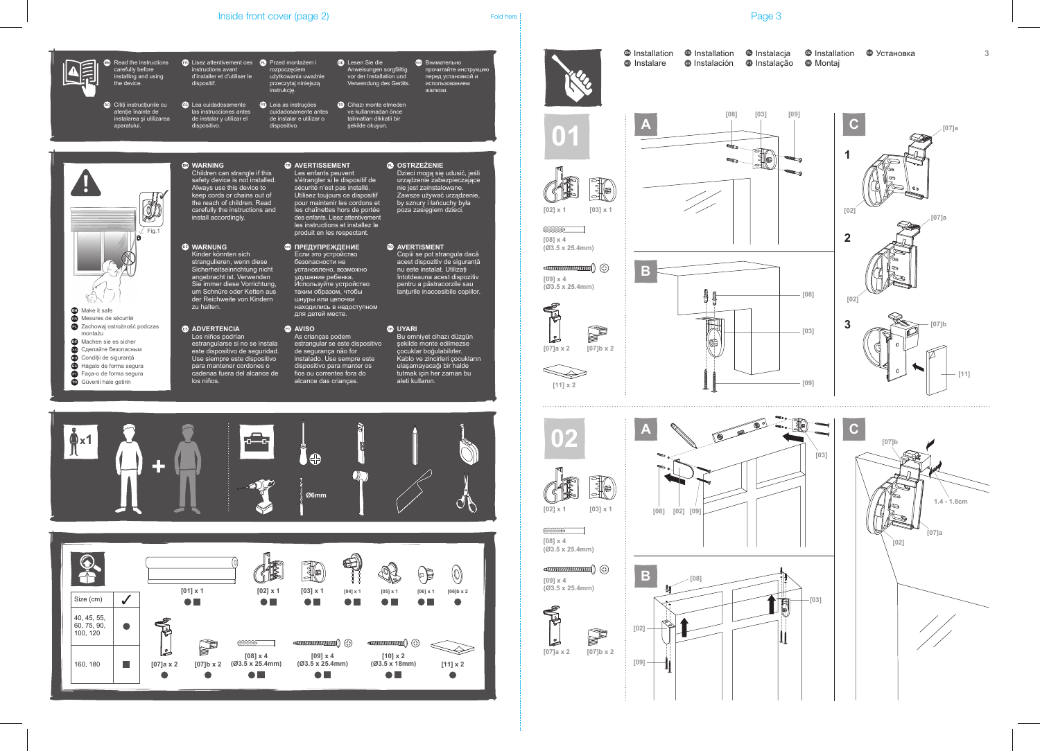Inside front cover (page 2)

Fold here

Page 3

EN Read the instructions carefully before installing and using the device.

FR Lisez attentivement ces instructions avant d'installer et d'utiliser le dispositif.

PL Przed montażem i rozpoczęciem użytkowania uważnie przeczytaj niniejszą instrukcję.

DE Lesen Sie die Anweisungen sorgfältig vor der Installation und Verwendung des Geräts.

RU Внимательно прочитайте инструкцию перед установкой и использованием жалюзи.

RO Citiți instrucțiunile cu atenție înainte de instalarea și utilizarea aparatului.

ES Lea cuidadosamente las instrucciones antes de instalar y utilizar el dispositivo.

PT Leia as instruções cuidadosamente antes de instalar e utilizar o dispositivo.

TR Cihazı monte etmeden önce ve kullanmadan önce talimatları dikkatli bir şekilde okuyun.

Fig.1

EN Make it safe
FR Mesures de sécurité
PL Zachowaj ostrożność podczas montażu
DE Machen sie es sicher
RU Сделайте безопасным
RO Condiții de siguranță
ES Hágalo de forma segura
PT Faça-o de forma segura
TR Güvenli hale getirin

**EN WARNING**
Children can strangle if this safety device is not installed. Always use this device to keep cords or chains out of the reach of children. Read carefully the instructions and install accordingly.

**FR AVERTISSEMENT**
Les enfants peuvent s'étrangler si le dispositif de sécurité n'est pas installé. Utilisez toujours ce dispositif pour maintenir les cordons et les chaînettes hors de portée des enfants. Lisez attentivement les instructions et installez le produit en les respectant.

**PL OSTRZEŻENIE**
Dzieci mogą się udusić, jeśli urządzenie zabezpieczające nie jest zainstalowane. Zawsze używać urządzenie, by sznury i łańcuchy były poza zasięgiem dzieci.

**DE WARNUNG**
Kinder könnten sich strangulieren, wenn diese Sicherheitseinrichtung nicht angebracht ist. Verwenden Sie immer diese Vorrichtung, um Schnüre oder Ketten aus der Reichweite von Kindern zu halten.

**RU ПРЕДУПРЕЖДЕНИЕ**
Если это устройство безопасности не установлено, возможно удушение ребенка. Используйте устройство таким образом, чтобы шнуры или цепочки находились в недоступном для детей месте.

**RO AVERTISMENT**
Copiii se pot strangula dacă acest dispozitiv de siguranță nu este instalat. Utilizați întotdeauna acest dispozitiv pentru a păstra corzile sau lanțurile inaccesibile copiilor.

**ES ADVERTENCIA**
Los niños podrían estrangularse si no se instala este dispositivo de seguridad. Use siempre este dispositivo para mantener cordones o cadenas fuera del alcance de los niños.

**PT AVISO**
As crianças podem estrangular se este dispositivo de segurança não for instalado. Use sempre este dispositivo para manter os fios ou correntes fora do alcance das crianças.

**TR UYARI**
Bu emniyet cihazı düzgün şekilde monte edilmezse çocuklar boğulabilirler. Kablo ve zincirleri çocukların ulaşamayacağı bir halde tutmak için her zaman bu aleti kullanın.

x1

Ø6mm

| Size (cm) | ✓ |
|---|---|
| 40, 45, 55, 60, 75, 90, 100, 120 | ● |
| 160, 180 | ■ |

[01] x 1 ●■ | [02] x 1 ●■ | [03] x 1 ●■ | [04] x 1 ●■ | [05] x 1 ●■ | [06] x 1 ●■ | [06]b x 2 ●

[07]a x 2 ● | [07]b x 2 ● | [08] x 4 (Ø3.5 x 25.4mm) ●■ | [09] x 4 (Ø3.5 x 25.4mm) ●■ | [10] x 2 (Ø3.5 x 18mm) ●■ | [11] x 2 ●

EN Installation | FR Installation | PL Instalacja | DE Installation | RU Установка
RO Instalare | ES Instalación | PT Instalação | TR Montaj

## 01

[02] x 1 | [03] x 1

[08] x 4 (Ø3.5 x 25.4mm)

[09] x 4 (Ø3.5 x 25.4mm)

[07]a x 2 | [07]b x 2

[11] x 2

**A** [08] [03] [09]

**B** [08] [03] [09]

**C**
1 [07]a [02]
2 [07]a [02]
3 [07]b [11]

## 02

[02] x 1 | [03] x 1

[08] x 4 (Ø3.5 x 25.4mm)

[09] x 4 (Ø3.5 x 25.4mm)

[07]a x 2 | [07]b x 2

**A** [03] [08] [02] [09]

**B** [08] [03] [02] [09]

**C** [07]b 1.4 - 1.8cm [07]a [02]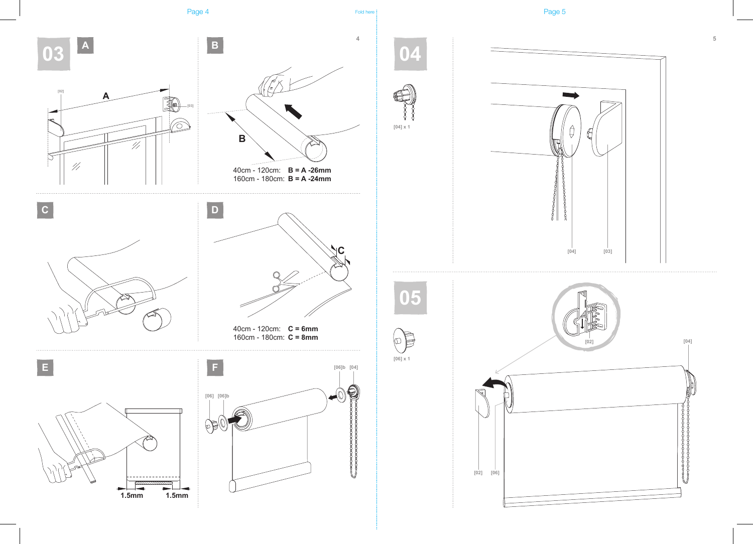## 03

**A**

[02]

A

[03]

**B**

B

40cm - 120cm: **B = A -26mm**
160cm - 180cm: **B = A -24mm**

**C**

**D**

C

40cm - 120cm: **C = 6mm**
160cm - 180cm: **C = 8mm**

**E**

1.5mm 1.5mm

**F**

[06] [06]b [06]b [04]

## 04

[04] x 1

[04] [03]

## 05

[06] x 1

[02] [04]

[02] [06]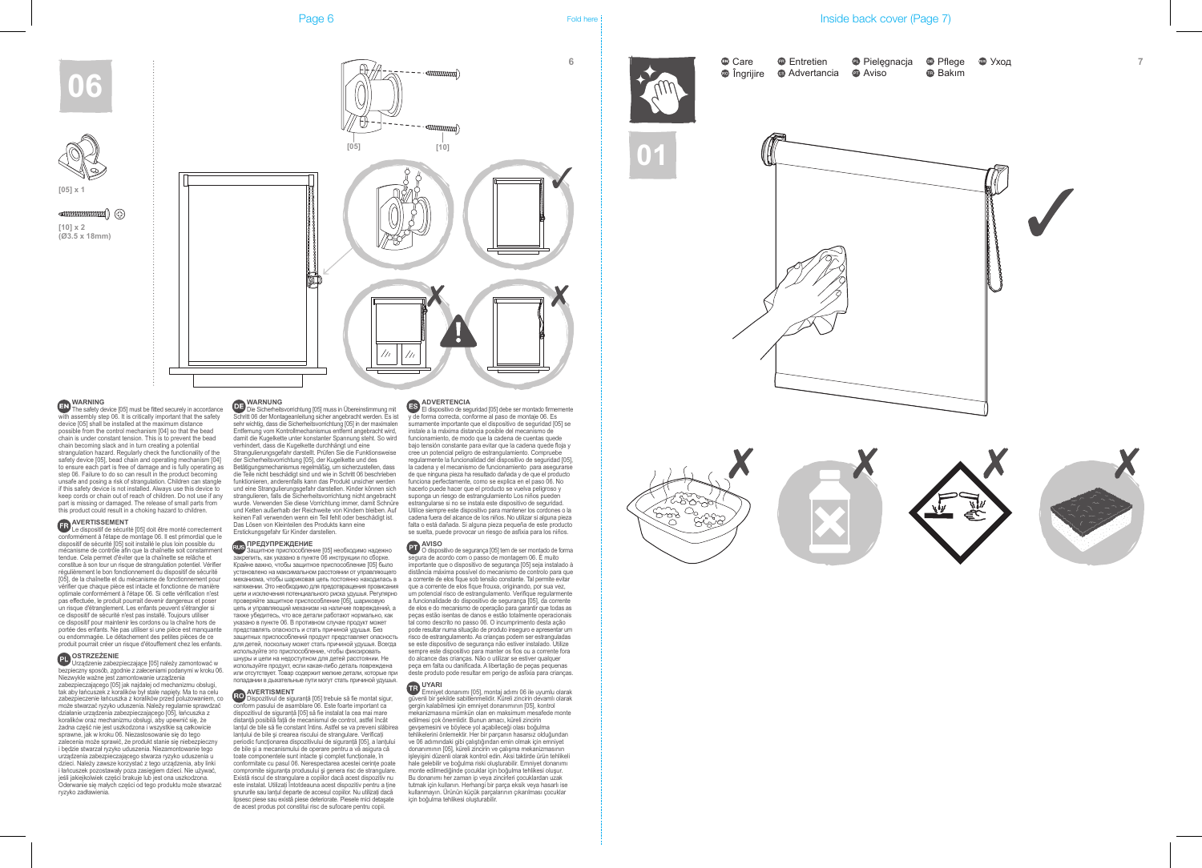Page 6

Fold here

Inside back cover (Page 7)

# 06

[05] x 1

[10] x 2
(Ø3.5 x 18mm)

[05]

[10]

**EN WARNING**
The safety device [05] must be fitted securely in accordance with assembly step 06. It is critically important that the safety device [05] shall be installed at the maximum distance possible from the control mechanism [04] so that the bead chain is under constant tension. This is to prevent the bead chain becoming slack and in turn creating a potential strangulation hazard. Regularly check the functionality of the safety device [05], bead chain and operating mechanism [04] to ensure each part is free of damage and is fully operating as step 06. Failure to do so can result in the product becoming unsafe and posing a risk of strangulation. Children can strangle if this safety device is not installed. Always use this device to keep cords or chain out of reach of children. Do not use if any part is missing or damaged. The release of small parts from this product could result in a choking hazard to children.

**FR AVERTISSEMENT**
Le dispositif de sécurité [05] doit être monté correctement conformément à l'étape de montage 06. Il est primordial que le dispositif de sécurité [05] soit installé le plus loin possible du mécanisme de contrôle afin que la chaînette soit constamment tendue. Cela permet d'éviter que la chaînette se relâche et constitue à son tour un risque de strangulation potentiel. Vérifier régulièrement le bon fonctionnement du dispositif de sécurité [05], de la chaînette et du mécanisme de fonctionnement pour vérifier que chaque pièce est intacte et fonctionne de manière optimale conformément à l'étape 06. Si cette vérification n'est pas effectuée, le produit pourrait devenir dangereux et poser un risque d'étranglement. Les enfants peuvent s'étrangler si ce dispositif de sécurité n'est pas installé. Toujours utiliser ce dispositif pour maintenir les cordons ou la chaîne hors de portée des enfants. Ne pas utiliser si une pièce est manquante ou endommagée. Le détachement des petites pièces de ce produit pourrait créer un risque d'étouffement chez les enfants.

**PL OSTRZEŻENIE**
Urządzenie zabezpieczające [05] należy zamontować w bezpieczny sposób, zgodnie z zaleceniami podanymi w kroku 06. Niezwykle ważne jest zamontowanie urządzenia zabezpieczającego [05] jak najdalej od mechanizmu obsługi, tak aby łańcuszek z koralików był stale naprężony. Ma to na celu zabezpieczenie łańcuszka z koralików przed poluzowaniem, co może stwarzać ryzyko uduszenia. Należy regularnie sprawdzać działanie urządzenia zabezpieczającego [05], łańcuszka z koralików oraz mechanizmu obsługi, aby upewnić się, że żadna część nie jest uszkodzona i wszystkie są całkowicie sprawne, jak w kroku 06. Niezastosowanie się do tego zalecenia może sprawić, że produkt stanie się niebezpieczny i będzie stwarzał ryzyko uduszenia. Niezamontowanie tego urządzenia zabezpieczającego stwarza ryzyko uduszenia u dzieci. Należy zawsze korzystać z tego urządzenia, aby linki i łańcuszek pozostawały poza zasięgiem dzieci. Nie używać, jeśli jakiejkolwiek części brakuje lub jest ona uszkodzona. Oderwanie się małych części od tego produktu może stwarzać ryzyko zadławienia.

**DE WARNUNG**
Die Sicherheitsvorrichtung [05] muss in Übereinstimmung mit Schritt 06 der Montageanleitung sicher angebracht werden. Es ist sehr wichtig, dass die Sicherheitsvorrichtung [05] in der maximalen Entfernung vom Kontrollmechanismus entfernt angebracht wird, damit die Kugelkette unter konstanter Spannung steht. So wird verhindert, dass die Kugelkette durchhängt und eine Strangulierungsgefahr darstellt. Prüfen Sie die Funktionsweise der Sicherheitsvorrichtung [05], der Kugelkette und des Betätigungsmechanismus regelmäßig, um sicherzustellen, dass die Teile nicht beschädigt sind und wie in Schritt 06 beschrieben funktionieren, anderenfalls kann das Produkt unsicher werden und eine Strangulierungsgefahr darstellen. Kinder können sich strangulieren, falls die Sicherheitsvorrichtung nicht angebracht wurde. Verwenden Sie diese Vorrichtung immer, damit Schnüre und Ketten außerhalb der Reichweite von Kindern bleiben. Auf keinen Fall verwenden wenn ein Teil fehlt oder beschädigt ist. Das Lösen von Kleinteilen des Produkts kann eine Erstickungsgefahr für Kinder darstellen.

**RUS ПРЕДУПРЕЖДЕНИЕ**
Защитное приспособление [05] необходимо надежно закрепить, как указано в пункте 06 инструкции по сборке. Крайне важно, чтобы защитное приспособление [05] было установлено на максимальном расстоянии от управляющего механизма, чтобы шариковая цепь постоянно находилась в натяжении. Это необходимо для предотвращения провисания цепи и исключения потенциального риска удушья. Регулярно проверяйте защитное приспособление [05], шариковую цепь и управляющий механизм на наличие повреждений, а также убедитесь, что все детали работают нормально, как указано в пункте 06. В противном случае продукт может представлять опасность и стать причиной удушья. Без защитных приспособлений продукт представляет опасность для детей, поскольку может стать причиной удушья. Всегда используйте это приспособление, чтобы фиксировать шнуры и цепи на недоступном для детей расстоянии. Не используйте продукт, если какая-либо деталь повреждена или отсутствует. Товар содержит мелкие детали, которые при попадании в дыхательные пути могут стать причиной удушья.

**RO AVERTISMENT**
Dispozitivul de siguranță [05] trebuie să fie montat sigur, conform pasului de asamblare 06. Este foarte important ca dispozitivul de siguranță [05] să fie instalat la cea mai mare distanță posibilă față de mecanismul de control, astfel încât lanțul de bile să fie constant întins. Astfel se va preveni slăbirea lanțului de bile și crearea riscului de strangulare. Verificați periodic funcționarea dispozitivului de siguranță [05], a lanțului de bile și a mecanismului de operare pentru a vă asigura că toate componentele sunt intacte și complet funcționale, în conformitate cu pasul 06. Nerespectarea acestei cerințe poate compromite siguranța produsului și genera risc de strangulare. Există riscul de strangulare a copiilor dacă acest dispozitiv nu este instalat. Utilizați întotdeauna acest dispozitiv pentru a ține șnururile sau lanțul departe de accesul copiilor. Nu utilizați dacă lipsesc piese sau există piese deteriorate. Piesele mici detașate de acest produs pot constitui risc de sufocare pentru copii.

**ES ADVERTENCIA**
El dispositivo de seguridad [05] debe ser montado firmemente y de forma correcta, conforme al paso de montaje 06. Es sumamente importante que el dispositivo de seguridad [05] se instale a la máxima distancia posible del mecanismo de funcionamiento, de modo que la cadena de cuentas quede bajo tensión constante para evitar que la cadena quede floja y cree un potencial peligro de estrangulamiento. Compruebe regularmente la funcionalidad del dispositivo de seguridad [05], la cadena y el mecanismo de funcionamiento para asegurarse de que ninguna pieza ha resultado dañada y de que el producto funciona perfectamente, como se explica en el paso 06. No hacerlo puede hacer que el producto se vuelva peligroso y suponga un riesgo de estrangulamiento Los niños pueden estrangularse si no se instala este dispositivo de seguridad. Utilice siempre este dispositivo para mantener los cordones o la cadena fuera del alcance de los niños. No utilizar si alguna pieza falta o está dañada. Si alguna pieza pequeña de este producto se suelta, puede provocar un riesgo de asfixia para los niños.

**PT AVISO**
O dispositivo de segurança [05] tem de ser montado de forma segura de acordo com o passo de montagem 06. É muito importante que o dispositivo de segurança [05] seja instalado à distância máxima possível do mecanismo de controlo para que a corrente de elos fique sob tensão constante. Tal permite evitar que a corrente de elos fique frouxa, originando, por sua vez, um potencial risco de estrangulamento. Verifique regularmente a funcionalidade do dispositivo de segurança [05], da corrente de elos e do mecanismo de operação para garantir que todas as peças estão isentas de danos e estão totalmente operacionais tal como descrito no passo 06. O incumprimento desta ação pode resultar numa situação de produto inseguro e apresentar um risco de estrangulamento. As crianças podem ser estranguladas se este dispositivo de segurança não estiver instalado. Utilize sempre este dispositivo para manter os fios ou a corrente fora do alcance das crianças. Não o utilizar se estiver qualquer peça em falta ou danificada. A libertação de peças pequenas deste produto pode resultar em perigo de asfixia para crianças.

**TR UYARI**
Emniyet donanımı [05], montaj adımı 06 ile uyumlu olarak güvenli bir şekilde sabitlenmelidir. Küreli zincirin devamlı olarak gergin kalabilmesi için emniyet donanımının [05], kontrol mekanizmasına mümkün olan en maksimum mesafede monte edilmesi çok önemlidir. Bunun amacı, küreli zincirin gevşemesini ve böylece yol açabileceği olası boğulma tehlikelerini önlemektir. Her bir parçanın hasarsız olduğundan ve 06 adımındaki gibi çalıştığından emin olmak için emniyet donanımının [05], küreli zincirin ve çalışma mekanizmasının işleyişini düzenli olarak kontrol edin. Aksi taktirde ürün tehlikeli hale gelebilir ve boğulma riski oluşturabilir. Emniyet donanımı monte edilmediğinde çocuklar için boğulma tehlikesi oluşur. Bu donanımı her zaman ip veya zincirleri çocuklardan uzak tutmak için kullanın. Herhangi bir parça eksik veya hasarlı ise kullanmayın. Ürünün küçük parçalarının çıkarılması çocuklar için boğulma tehlikesi oluşturabilir.

EN Care · FR Entretien · PL Pielęgnacja · DE Pflege · RUS Уход
RO Îngrijire · ES Advertancia · PT Aviso · TR Bakım

# 01